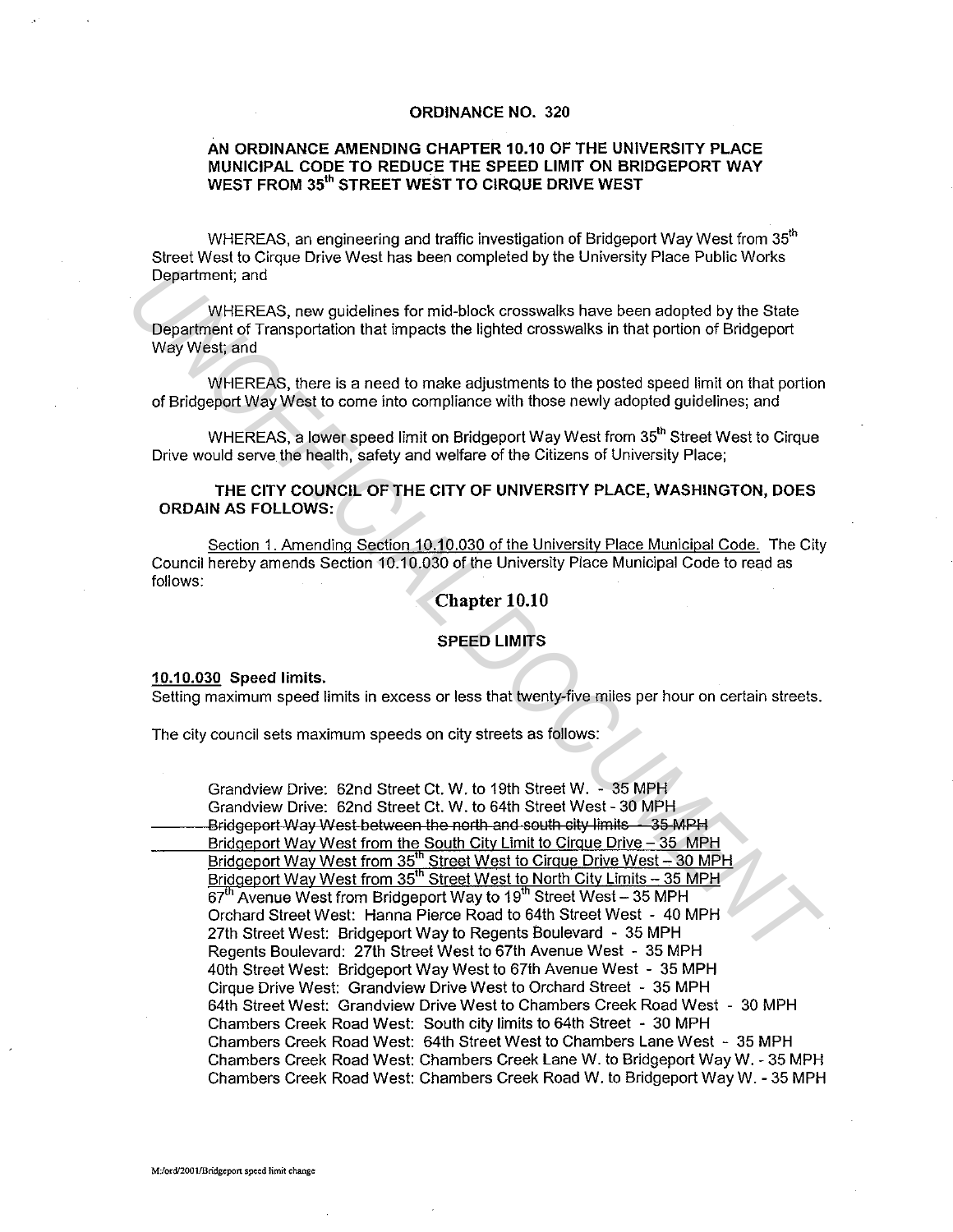**ORDINANCE NO. 320**

**AN ORDINANCE AMENDING CHAPTER 10.10 OF THE UNIVERSITY PLACE MUNICIPAL CODE TO REDUCE THE SPEED LIMIT ON BRIDGEPORT WAY WEST FROM 35th STREET WEST TO CIRQUE DRIVE WEST**

WHEREAS, an engineering and traffic investigation of Bridgeport Way West from 35th Street West to Cirque Drive West has been completed by the University Place Public Works Department; and

WHEREAS, new guidelines for mid-block crosswalks have been adopted by the State Department of Transportation that impacts the lighted crosswalks in that portion of Bridgeport Way West; and

WHEREAS, there is a need to make adjustments to the posted speed limit on that portion of Bridgeport Way West to come into compliance with those newly adopted guidelines; and

WHEREAS, a lower speed limit on Bridgeport Way West from 35th Street West to Cirque Drive would serve the health, safety and welfare of the Citizens of University Place;

**THE CITY COUNCIL OF THE CITY OF UNIVERSITY PLACE, WASHINGTON, DOES ORDAIN AS FOLLOWS:**

<u>Section 1. Amending Section 10.10.030 of the University Place Municipal Code.</u> The City Council hereby amends Section 10.10.030 of the University Place Municipal Code to read as follows:

## Chapter 10.10

### SPEED LIMITS

**<u>10.10.030</u> Speed limits.**
Setting maximum speed limits in excess or less that twenty-five miles per hour on certain streets.

The city council sets maximum speeds on city streets as follows:

Grandview Drive: 62nd Street Ct. W. to 19th Street W. - 35 MPH
Grandview Drive: 62nd Street Ct. W. to 64th Street West - 30 MPH
~~Bridgeport Way West between the north and south city limits - 35 MPH~~
<u>Bridgeport Way West from the South City Limit to Cirque Drive – 35 MPH</u>
<u>Bridgeport Way West from 35th Street West to Cirque Drive West – 30 MPH</u>
<u>Bridgeport Way West from 35th Street West to North City Limits – 35 MPH</u>
67th Avenue West from Bridgeport Way to 19th Street West – 35 MPH
Orchard Street West: Hanna Pierce Road to 64th Street West - 40 MPH
27th Street West: Bridgeport Way to Regents Boulevard - 35 MPH
Regents Boulevard: 27th Street West to 67th Avenue West - 35 MPH
40th Street West: Bridgeport Way West to 67th Avenue West - 35 MPH
Cirque Drive West: Grandview Drive West to Orchard Street - 35 MPH
64th Street West: Grandview Drive West to Chambers Creek Road West - 30 MPH
Chambers Creek Road West: South city limits to 64th Street - 30 MPH
Chambers Creek Road West: 64th Street West to Chambers Lane West - 35 MPH
Chambers Creek Road West: Chambers Creek Lane W. to Bridgeport Way W. - 35 MPH
Chambers Creek Road West: Chambers Creek Road W. to Bridgeport Way W. - 35 MPH

M:/ord/2001/Bridgeport speed limit change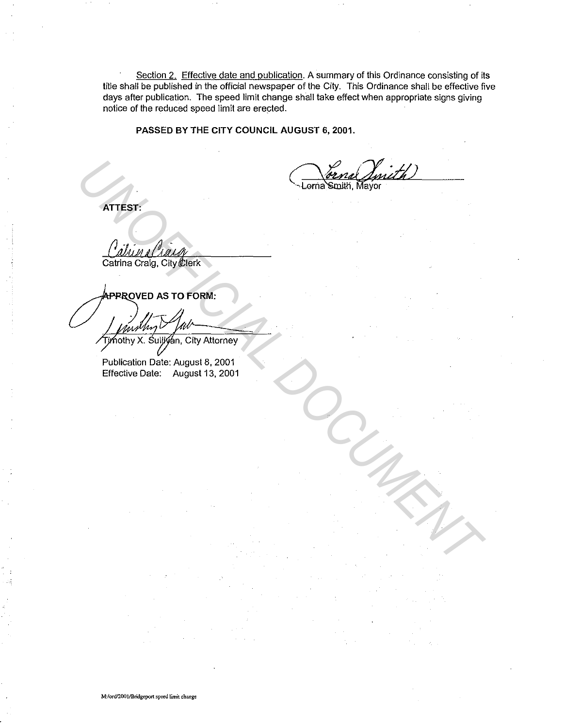Section 2. Effective date and publication. A summary of this Ordinance consisting of its title shall be published in the official newspaper of the City. This Ordinance shall be effective five days after publication. The speed limit change shall take effect when appropriate signs giving notice of the reduced speed limit are erected.

**PASSED BY THE CITY COUNCIL AUGUST 6, 2001.**

Lorna Smith, Mayor

**ATTEST:**

Catrina Craig, City Clerk

**APPROVED AS TO FORM:**

Timothy X. Sullivan, City Attorney

Publication Date: August 8, 2001
Effective Date: August 13, 2001

M:/ord/2001/Bridgeport speed limit change